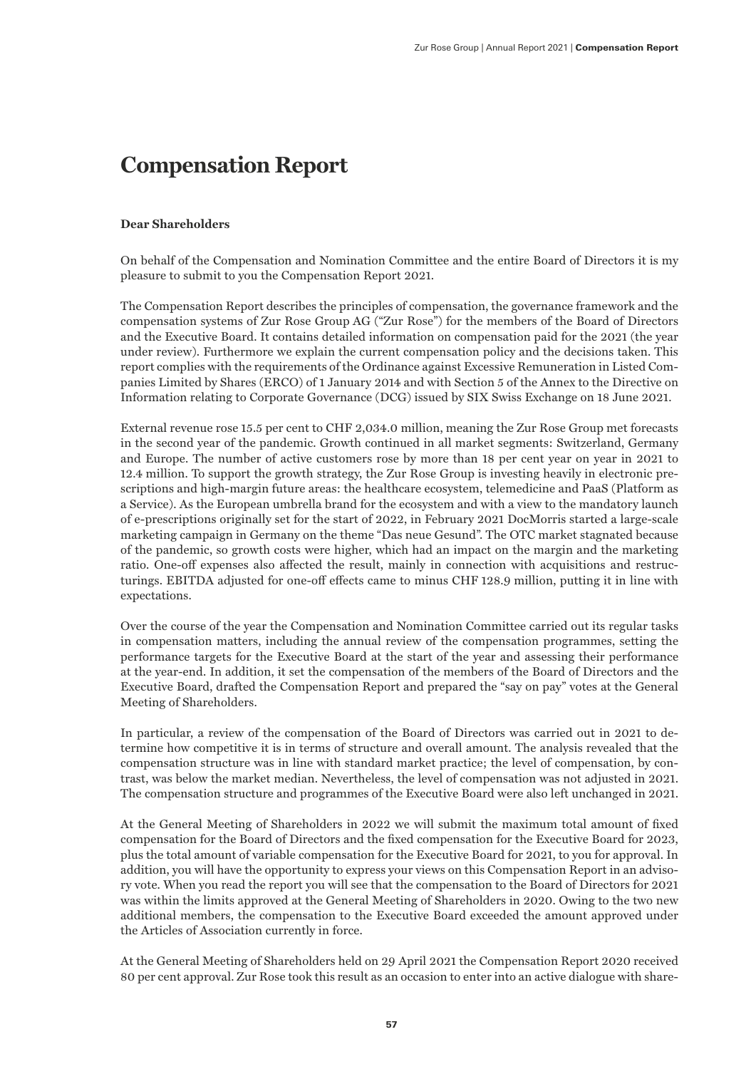# Compensation Report

**Dear Shareholders**

On behalf of the Compensation and Nomination Committee and the entire Board of Directors it is my pleasure to submit to you the Compensation Report 2021.

The Compensation Report describes the principles of compensation, the governance framework and the compensation systems of Zur Rose Group AG ("Zur Rose") for the members of the Board of Directors and the Executive Board. It contains detailed information on compensation paid for the 2021 (the year under review). Furthermore we explain the current compensation policy and the decisions taken. This report complies with the requirements of the Ordinance against Excessive Remuneration in Listed Companies Limited by Shares (ERCO) of 1 January 2014 and with Section 5 of the Annex to the Directive on Information relating to Corporate Governance (DCG) issued by SIX Swiss Exchange on 18 June 2021.

External revenue rose 15.5 per cent to CHF 2,034.0 million, meaning the Zur Rose Group met forecasts in the second year of the pandemic. Growth continued in all market segments: Switzerland, Germany and Europe. The number of active customers rose by more than 18 per cent year on year in 2021 to 12.4 million. To support the growth strategy, the Zur Rose Group is investing heavily in electronic prescriptions and high-margin future areas: the healthcare ecosystem, telemedicine and PaaS (Platform as a Service). As the European umbrella brand for the ecosystem and with a view to the mandatory launch of e-prescriptions originally set for the start of 2022, in February 2021 DocMorris started a large-scale marketing campaign in Germany on the theme "Das neue Gesund". The OTC market stagnated because of the pandemic, so growth costs were higher, which had an impact on the margin and the marketing ratio. One-off expenses also affected the result, mainly in connection with acquisitions and restructurings. EBITDA adjusted for one-off effects came to minus CHF 128.9 million, putting it in line with expectations.

Over the course of the year the Compensation and Nomination Committee carried out its regular tasks in compensation matters, including the annual review of the compensation programmes, setting the performance targets for the Executive Board at the start of the year and assessing their performance at the year-end. In addition, it set the compensation of the members of the Board of Directors and the Executive Board, drafted the Compensation Report and prepared the "say on pay" votes at the General Meeting of Shareholders.

In particular, a review of the compensation of the Board of Directors was carried out in 2021 to determine how competitive it is in terms of structure and overall amount. The analysis revealed that the compensation structure was in line with standard market practice; the level of compensation, by contrast, was below the market median. Nevertheless, the level of compensation was not adjusted in 2021. The compensation structure and programmes of the Executive Board were also left unchanged in 2021.

At the General Meeting of Shareholders in 2022 we will submit the maximum total amount of fixed compensation for the Board of Directors and the fixed compensation for the Executive Board for 2023, plus the total amount of variable compensation for the Executive Board for 2021, to you for approval. In addition, you will have the opportunity to express your views on this Compensation Report in an advisory vote. When you read the report you will see that the compensation to the Board of Directors for 2021 was within the limits approved at the General Meeting of Shareholders in 2020. Owing to the two new additional members, the compensation to the Executive Board exceeded the amount approved under the Articles of Association currently in force.

At the General Meeting of Shareholders held on 29 April 2021 the Compensation Report 2020 received 80 per cent approval. Zur Rose took this result as an occasion to enter into an active dialogue with share-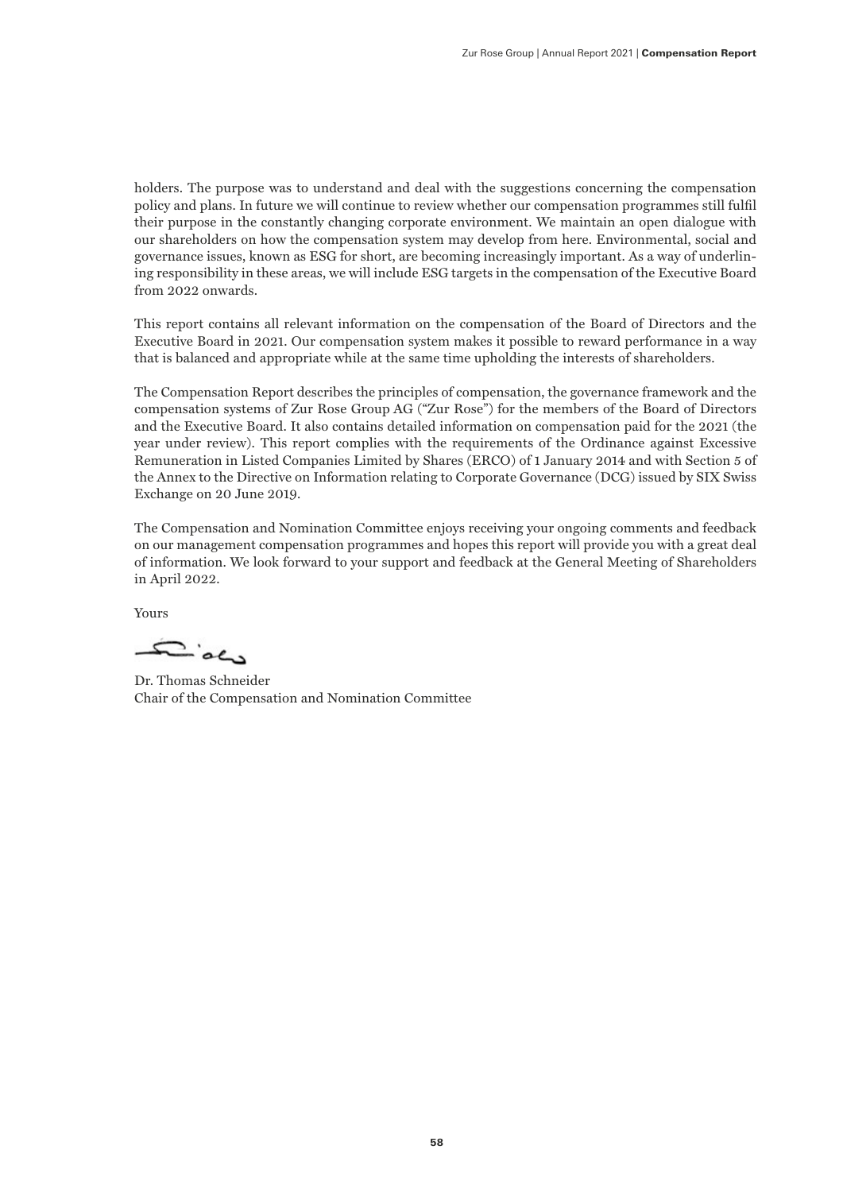holders. The purpose was to understand and deal with the suggestions concerning the compensation policy and plans. In future we will continue to review whether our compensation programmes still fulfil their purpose in the constantly changing corporate environment. We maintain an open dialogue with our shareholders on how the compensation system may develop from here. Environmental, social and governance issues, known as ESG for short, are becoming increasingly important. As a way of underlining responsibility in these areas, we will include ESG targets in the compensation of the Executive Board from 2022 onwards.

This report contains all relevant information on the compensation of the Board of Directors and the Executive Board in 2021. Our compensation system makes it possible to reward performance in a way that is balanced and appropriate while at the same time upholding the interests of shareholders.

The Compensation Report describes the principles of compensation, the governance framework and the compensation systems of Zur Rose Group AG ("Zur Rose") for the members of the Board of Directors and the Executive Board. It also contains detailed information on compensation paid for the 2021 (the year under review). This report complies with the requirements of the Ordinance against Excessive Remuneration in Listed Companies Limited by Shares (ERCO) of 1 January 2014 and with Section 5 of the Annex to the Directive on Information relating to Corporate Governance (DCG) issued by SIX Swiss Exchange on 20 June 2019.

The Compensation and Nomination Committee enjoys receiving your ongoing comments and feedback on our management compensation programmes and hopes this report will provide you with a great deal of information. We look forward to your support and feedback at the General Meeting of Shareholders in April 2022.

Yours

Dr. Thomas Schneider
Chair of the Compensation and Nomination Committee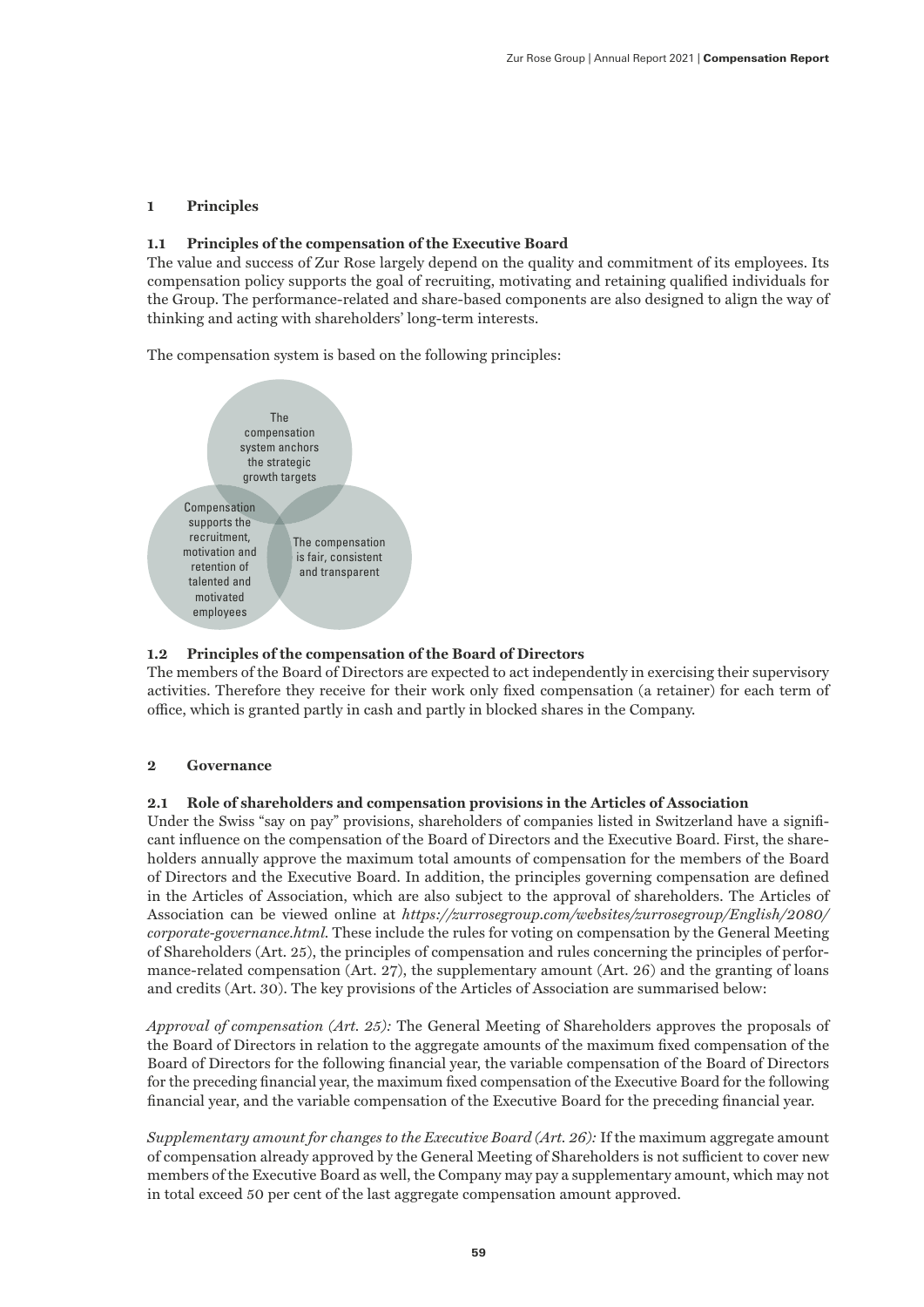## 1 Principles

### 1.1 Principles of the compensation of the Executive Board

The value and success of Zur Rose largely depend on the quality and commitment of its employees. Its compensation policy supports the goal of recruiting, motivating and retaining qualified individuals for the Group. The performance-related and share-based components are also designed to align the way of thinking and acting with shareholders' long-term interests.

The compensation system is based on the following principles:

- The compensation system anchors the strategic growth targets
- Compensation supports the recruitment, motivation and retention of talented and motivated employees
- The compensation is fair, consistent and transparent

### 1.2 Principles of the compensation of the Board of Directors

The members of the Board of Directors are expected to act independently in exercising their supervisory activities. Therefore they receive for their work only fixed compensation (a retainer) for each term of office, which is granted partly in cash and partly in blocked shares in the Company.

## 2 Governance

### 2.1 Role of shareholders and compensation provisions in the Articles of Association

Under the Swiss "say on pay" provisions, shareholders of companies listed in Switzerland have a significant influence on the compensation of the Board of Directors and the Executive Board. First, the shareholders annually approve the maximum total amounts of compensation for the members of the Board of Directors and the Executive Board. In addition, the principles governing compensation are defined in the Articles of Association, which are also subject to the approval of shareholders. The Articles of Association can be viewed online at *https://zurrosegroup.com/websites/zurrosegroup/English/2080/corporate-governance.html*. These include the rules for voting on compensation by the General Meeting of Shareholders (Art. 25), the principles of compensation and rules concerning the principles of performance-related compensation (Art. 27), the supplementary amount (Art. 26) and the granting of loans and credits (Art. 30). The key provisions of the Articles of Association are summarised below:

*Approval of compensation (Art. 25):* The General Meeting of Shareholders approves the proposals of the Board of Directors in relation to the aggregate amounts of the maximum fixed compensation of the Board of Directors for the following financial year, the variable compensation of the Board of Directors for the preceding financial year, the maximum fixed compensation of the Executive Board for the following financial year, and the variable compensation of the Executive Board for the preceding financial year.

*Supplementary amount for changes to the Executive Board (Art. 26):* If the maximum aggregate amount of compensation already approved by the General Meeting of Shareholders is not sufficient to cover new members of the Executive Board as well, the Company may pay a supplementary amount, which may not in total exceed 50 per cent of the last aggregate compensation amount approved.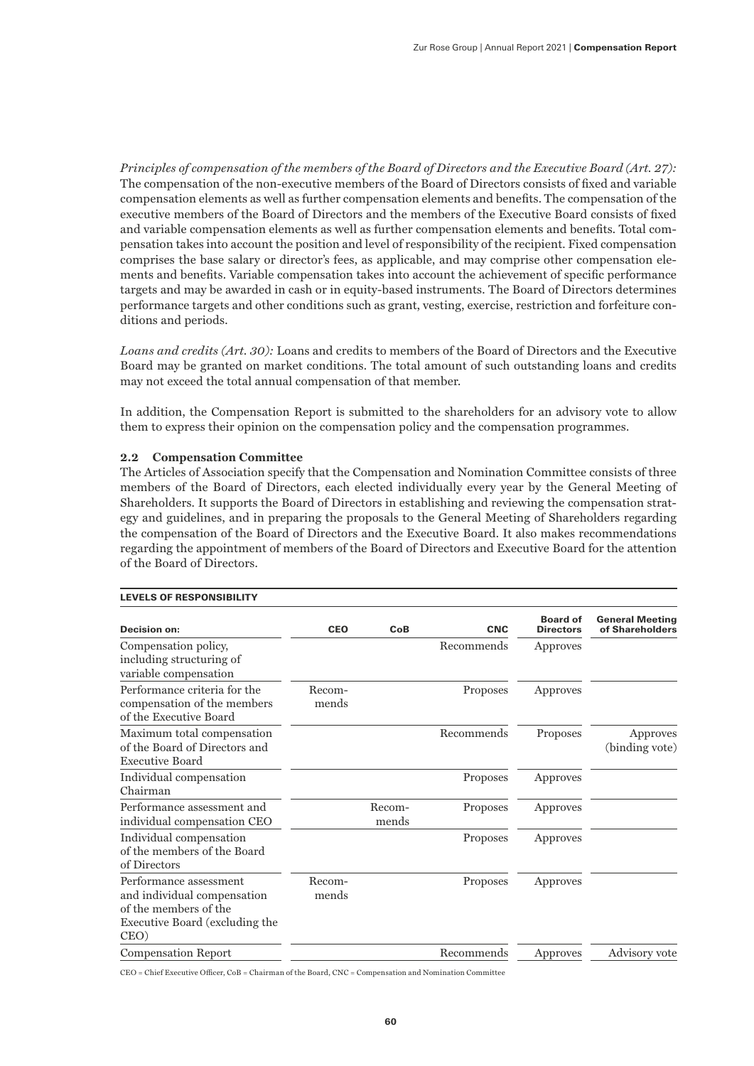*Principles of compensation of the members of the Board of Directors and the Executive Board (Art. 27):* The compensation of the non-executive members of the Board of Directors consists of fixed and variable compensation elements as well as further compensation elements and benefits. The compensation of the executive members of the Board of Directors and the members of the Executive Board consists of fixed and variable compensation elements as well as further compensation elements and benefits. Total compensation takes into account the position and level of responsibility of the recipient. Fixed compensation comprises the base salary or director's fees, as applicable, and may comprise other compensation elements and benefits. Variable compensation takes into account the achievement of specific performance targets and may be awarded in cash or in equity-based instruments. The Board of Directors determines performance targets and other conditions such as grant, vesting, exercise, restriction and forfeiture conditions and periods.

*Loans and credits (Art. 30):* Loans and credits to members of the Board of Directors and the Executive Board may be granted on market conditions. The total amount of such outstanding loans and credits may not exceed the total annual compensation of that member.

In addition, the Compensation Report is submitted to the shareholders for an advisory vote to allow them to express their opinion on the compensation policy and the compensation programmes.

### 2.2 Compensation Committee

The Articles of Association specify that the Compensation and Nomination Committee consists of three members of the Board of Directors, each elected individually every year by the General Meeting of Shareholders. It supports the Board of Directors in establishing and reviewing the compensation strategy and guidelines, and in preparing the proposals to the General Meeting of Shareholders regarding the compensation of the Board of Directors and the Executive Board. It also makes recommendations regarding the appointment of members of the Board of Directors and Executive Board for the attention of the Board of Directors.

**LEVELS OF RESPONSIBILITY**

| Decision on: | CEO | CoB | CNC | Board of Directors | General Meeting of Shareholders |
|---|---|---|---|---|---|
| Compensation policy, including structuring of variable compensation | | | Recommends | Approves | |
| Performance criteria for the compensation of the members of the Executive Board | Recommends | | Proposes | Approves | |
| Maximum total compensation of the Board of Directors and Executive Board | | | Recommends | Proposes | Approves (binding vote) |
| Individual compensation Chairman | | | Proposes | Approves | |
| Performance assessment and individual compensation CEO | | Recommends | Proposes | Approves | |
| Individual compensation of the members of the Board of Directors | | | Proposes | Approves | |
| Performance assessment and individual compensation of the members of the Executive Board (excluding the CEO) | Recommends | | Proposes | Approves | |
| Compensation Report | | | Recommends | Approves | Advisory vote |

CEO = Chief Executive Officer, CoB = Chairman of the Board, CNC = Compensation and Nomination Committee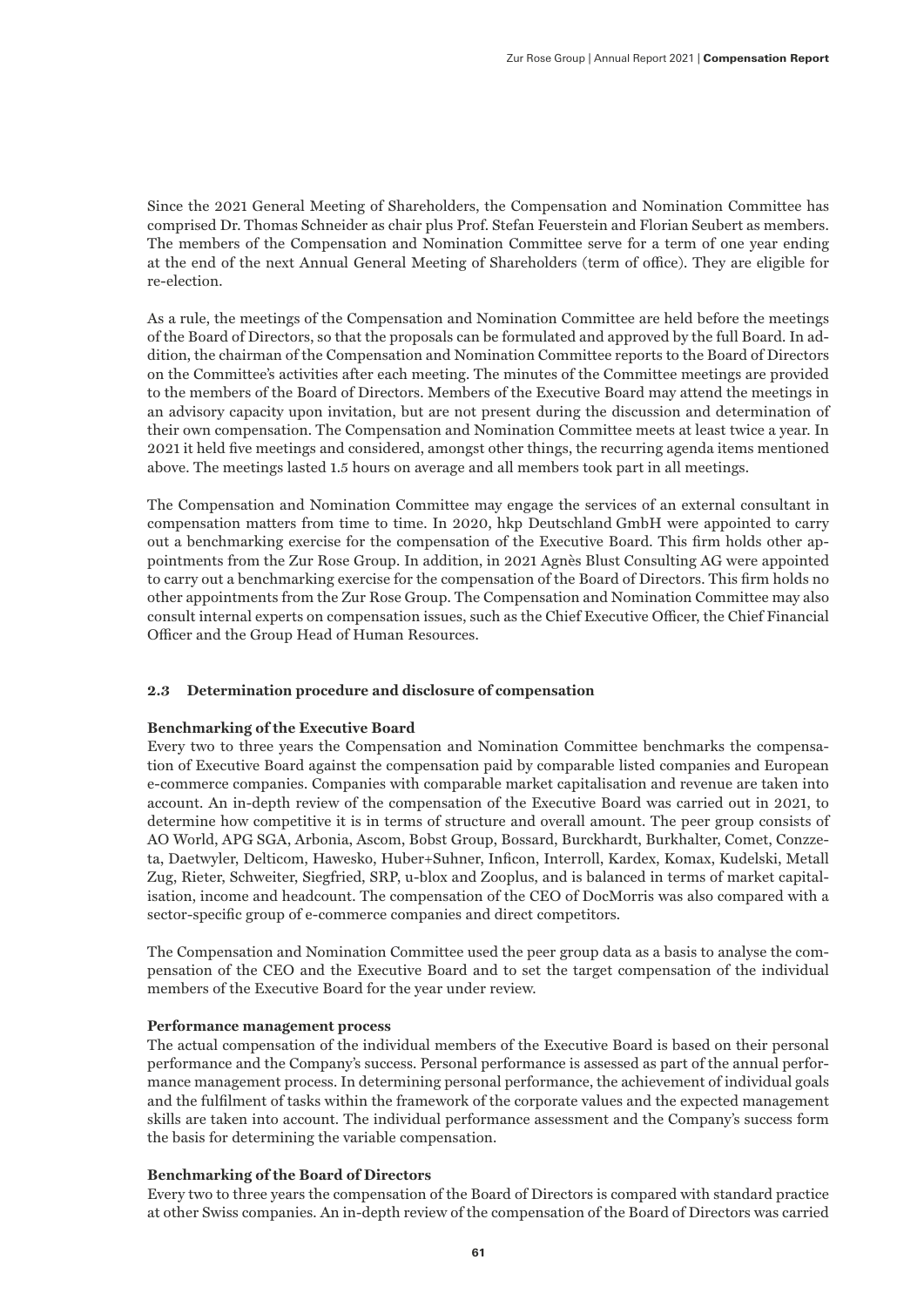Since the 2021 General Meeting of Shareholders, the Compensation and Nomination Committee has comprised Dr. Thomas Schneider as chair plus Prof. Stefan Feuerstein and Florian Seubert as members. The members of the Compensation and Nomination Committee serve for a term of one year ending at the end of the next Annual General Meeting of Shareholders (term of office). They are eligible for re-election.

As a rule, the meetings of the Compensation and Nomination Committee are held before the meetings of the Board of Directors, so that the proposals can be formulated and approved by the full Board. In addition, the chairman of the Compensation and Nomination Committee reports to the Board of Directors on the Committee's activities after each meeting. The minutes of the Committee meetings are provided to the members of the Board of Directors. Members of the Executive Board may attend the meetings in an advisory capacity upon invitation, but are not present during the discussion and determination of their own compensation. The Compensation and Nomination Committee meets at least twice a year. In 2021 it held five meetings and considered, amongst other things, the recurring agenda items mentioned above. The meetings lasted 1.5 hours on average and all members took part in all meetings.

The Compensation and Nomination Committee may engage the services of an external consultant in compensation matters from time to time. In 2020, hkp Deutschland GmbH were appointed to carry out a benchmarking exercise for the compensation of the Executive Board. This firm holds other appointments from the Zur Rose Group. In addition, in 2021 Agnès Blust Consulting AG were appointed to carry out a benchmarking exercise for the compensation of the Board of Directors. This firm holds no other appointments from the Zur Rose Group. The Compensation and Nomination Committee may also consult internal experts on compensation issues, such as the Chief Executive Officer, the Chief Financial Officer and the Group Head of Human Resources.

### 2.3 Determination procedure and disclosure of compensation

**Benchmarking of the Executive Board**

Every two to three years the Compensation and Nomination Committee benchmarks the compensation of Executive Board against the compensation paid by comparable listed companies and European e-commerce companies. Companies with comparable market capitalisation and revenue are taken into account. An in-depth review of the compensation of the Executive Board was carried out in 2021, to determine how competitive it is in terms of structure and overall amount. The peer group consists of AO World, APG SGA, Arbonia, Ascom, Bobst Group, Bossard, Burckhardt, Burkhalter, Comet, Conzzeta, Daetwyler, Delticom, Hawesko, Huber+Suhner, Inficon, Interroll, Kardex, Komax, Kudelski, Metall Zug, Rieter, Schweiter, Siegfried, SRP, u-blox and Zooplus, and is balanced in terms of market capitalisation, income and headcount. The compensation of the CEO of DocMorris was also compared with a sector-specific group of e-commerce companies and direct competitors.

The Compensation and Nomination Committee used the peer group data as a basis to analyse the compensation of the CEO and the Executive Board and to set the target compensation of the individual members of the Executive Board for the year under review.

**Performance management process**

The actual compensation of the individual members of the Executive Board is based on their personal performance and the Company's success. Personal performance is assessed as part of the annual performance management process. In determining personal performance, the achievement of individual goals and the fulfilment of tasks within the framework of the corporate values and the expected management skills are taken into account. The individual performance assessment and the Company's success form the basis for determining the variable compensation.

**Benchmarking of the Board of Directors**

Every two to three years the compensation of the Board of Directors is compared with standard practice at other Swiss companies. An in-depth review of the compensation of the Board of Directors was carried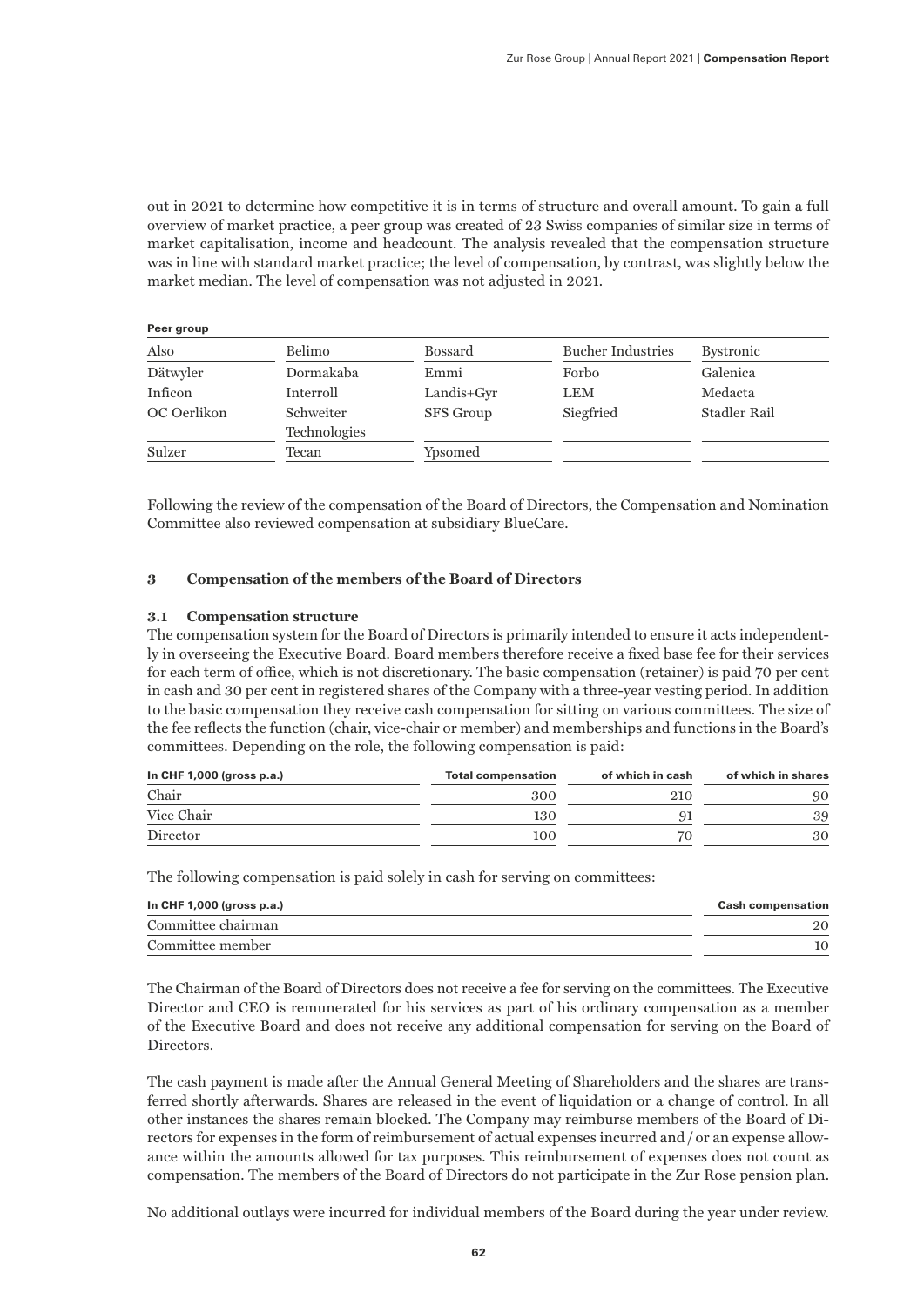out in 2021 to determine how competitive it is in terms of structure and overall amount. To gain a full overview of market practice, a peer group was created of 23 Swiss companies of similar size in terms of market capitalisation, income and headcount. The analysis revealed that the compensation structure was in line with standard market practice; the level of compensation, by contrast, was slightly below the market median. The level of compensation was not adjusted in 2021.

**Peer group**

| | | | | |
|---|---|---|---|---|
| Also | Belimo | Bossard | Bucher Industries | Bystronic |
| Dätwyler | Dormakaba | Emmi | Forbo | Galenica |
| Inficon | Interroll | Landis+Gyr | LEM | Medacta |
| OC Oerlikon | Schweiter Technologies | SFS Group | Siegfried | Stadler Rail |
| Sulzer | Tecan | Ypsomed | | |

Following the review of the compensation of the Board of Directors, the Compensation and Nomination Committee also reviewed compensation at subsidiary BlueCare.

## 3 Compensation of the members of the Board of Directors

### 3.1 Compensation structure

The compensation system for the Board of Directors is primarily intended to ensure it acts independently in overseeing the Executive Board. Board members therefore receive a fixed base fee for their services for each term of office, which is not discretionary. The basic compensation (retainer) is paid 70 per cent in cash and 30 per cent in registered shares of the Company with a three-year vesting period. In addition to the basic compensation they receive cash compensation for sitting on various committees. The size of the fee reflects the function (chair, vice-chair or member) and memberships and functions in the Board's committees. Depending on the role, the following compensation is paid:

| In CHF 1,000 (gross p.a.) | Total compensation | of which in cash | of which in shares |
|---|---|---|---|
| Chair | 300 | 210 | 90 |
| Vice Chair | 130 | 91 | 39 |
| Director | 100 | 70 | 30 |

The following compensation is paid solely in cash for serving on committees:

| In CHF 1,000 (gross p.a.) | Cash compensation |
|---|---|
| Committee chairman | 20 |
| Committee member | 10 |

The Chairman of the Board of Directors does not receive a fee for serving on the committees. The Executive Director and CEO is remunerated for his services as part of his ordinary compensation as a member of the Executive Board and does not receive any additional compensation for serving on the Board of Directors.

The cash payment is made after the Annual General Meeting of Shareholders and the shares are transferred shortly afterwards. Shares are released in the event of liquidation or a change of control. In all other instances the shares remain blocked. The Company may reimburse members of the Board of Directors for expenses in the form of reimbursement of actual expenses incurred and / or an expense allowance within the amounts allowed for tax purposes. This reimbursement of expenses does not count as compensation. The members of the Board of Directors do not participate in the Zur Rose pension plan.

No additional outlays were incurred for individual members of the Board during the year under review.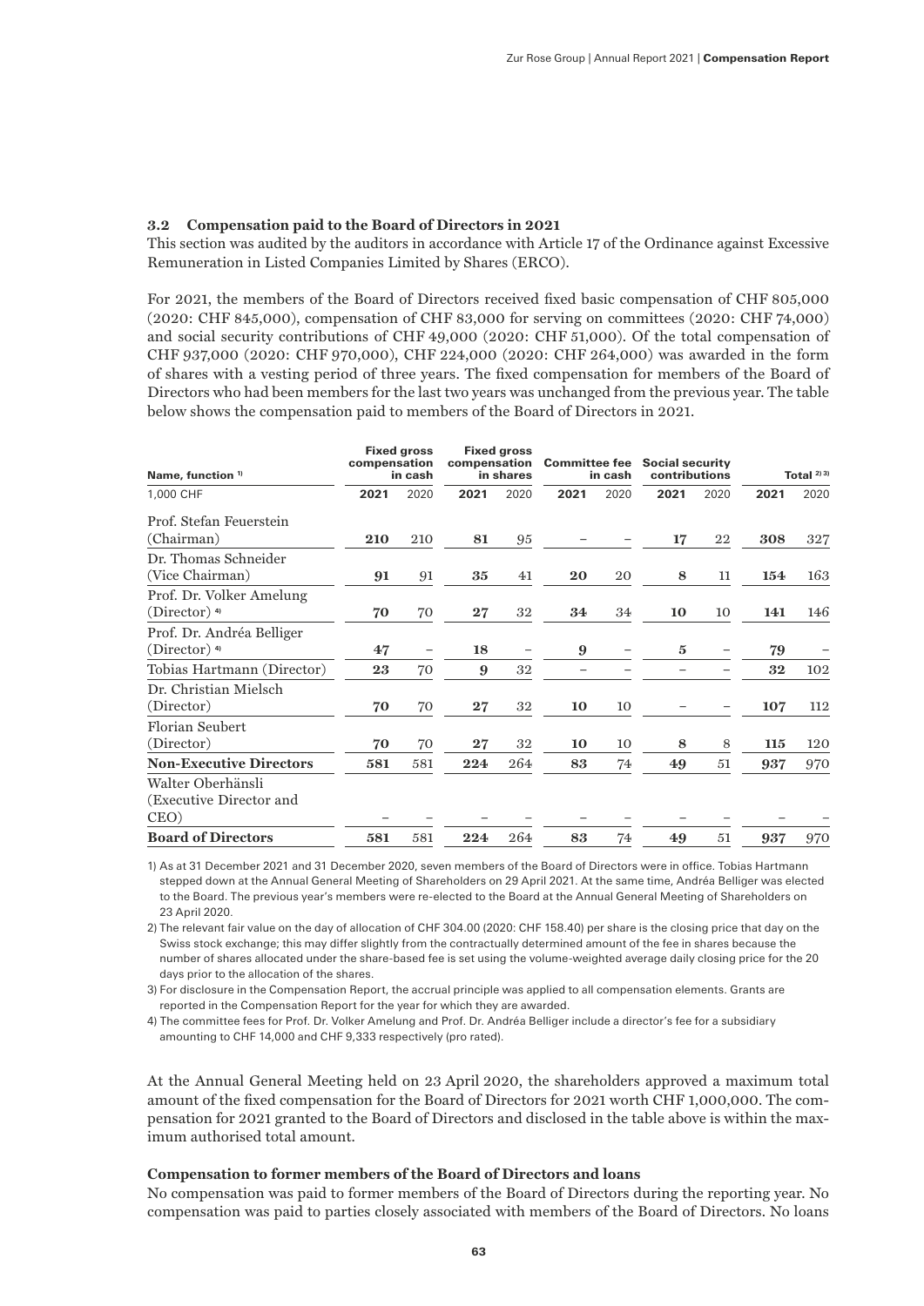### 3.2 Compensation paid to the Board of Directors in 2021

This section was audited by the auditors in accordance with Article 17 of the Ordinance against Excessive Remuneration in Listed Companies Limited by Shares (ERCO).

For 2021, the members of the Board of Directors received fixed basic compensation of CHF 805,000 (2020: CHF 845,000), compensation of CHF 83,000 for serving on committees (2020: CHF 74,000) and social security contributions of CHF 49,000 (2020: CHF 51,000). Of the total compensation of CHF 937,000 (2020: CHF 970,000), CHF 224,000 (2020: CHF 264,000) was awarded in the form of shares with a vesting period of three years. The fixed compensation for members of the Board of Directors who had been members for the last two years was unchanged from the previous year. The table below shows the compensation paid to members of the Board of Directors in 2021.

| Name, function [1] | Fixed gross compensation in cash | | Fixed gross compensation in shares | | Committee fee in cash | | Social security contributions | | Total [2) 3)] | |
|---|---|---|---|---|---|---|---|---|---|---|
| 1,000 CHF | **2021** | 2020 | **2021** | 2020 | **2021** | 2020 | **2021** | 2020 | **2021** | 2020 |
| Prof. Stefan Feuerstein (Chairman) | **210** | 210 | **81** | 95 | – | – | **17** | 22 | **308** | 327 |
| Dr. Thomas Schneider (Vice Chairman) | **91** | 91 | **35** | 41 | **20** | 20 | **8** | 11 | **154** | 163 |
| Prof. Dr. Volker Amelung (Director) [4] | **70** | 70 | **27** | 32 | **34** | 34 | **10** | 10 | **141** | 146 |
| Prof. Dr. Andréa Belliger (Director) [4] | **47** | – | **18** | – | **9** | – | **5** | – | **79** | – |
| Tobias Hartmann (Director) | **23** | 70 | **9** | 32 | – | – | – | – | **32** | 102 |
| Dr. Christian Mielsch (Director) | **70** | 70 | **27** | 32 | **10** | 10 | – | – | **107** | 112 |
| Florian Seubert (Director) | **70** | 70 | **27** | 32 | **10** | 10 | **8** | 8 | **115** | 120 |
| **Non-Executive Directors** | **581** | 581 | **224** | 264 | **83** | 74 | **49** | 51 | **937** | 970 |
| Walter Oberhänsli (Executive Director and CEO) | – | – | – | – | – | – | – | – | – | – |
| **Board of Directors** | **581** | 581 | **224** | 264 | **83** | 74 | **49** | 51 | **937** | 970 |

1) As at 31 December 2021 and 31 December 2020, seven members of the Board of Directors were in office. Tobias Hartmann stepped down at the Annual General Meeting of Shareholders on 29 April 2021. At the same time, Andréa Belliger was elected to the Board. The previous year's members were re-elected to the Board at the Annual General Meeting of Shareholders on 23 April 2020.

2) The relevant fair value on the day of allocation of CHF 304.00 (2020: CHF 158.40) per share is the closing price that day on the Swiss stock exchange; this may differ slightly from the contractually determined amount of the fee in shares because the number of shares allocated under the share-based fee is set using the volume-weighted average daily closing price for the 20 days prior to the allocation of the shares.

3) For disclosure in the Compensation Report, the accrual principle was applied to all compensation elements. Grants are reported in the Compensation Report for the year for which they are awarded.

4) The committee fees for Prof. Dr. Volker Amelung and Prof. Dr. Andréa Belliger include a director's fee for a subsidiary amounting to CHF 14,000 and CHF 9,333 respectively (pro rated).

At the Annual General Meeting held on 23 April 2020, the shareholders approved a maximum total amount of the fixed compensation for the Board of Directors for 2021 worth CHF 1,000,000. The compensation for 2021 granted to the Board of Directors and disclosed in the table above is within the maximum authorised total amount.

**Compensation to former members of the Board of Directors and loans**

No compensation was paid to former members of the Board of Directors during the reporting year. No compensation was paid to parties closely associated with members of the Board of Directors. No loans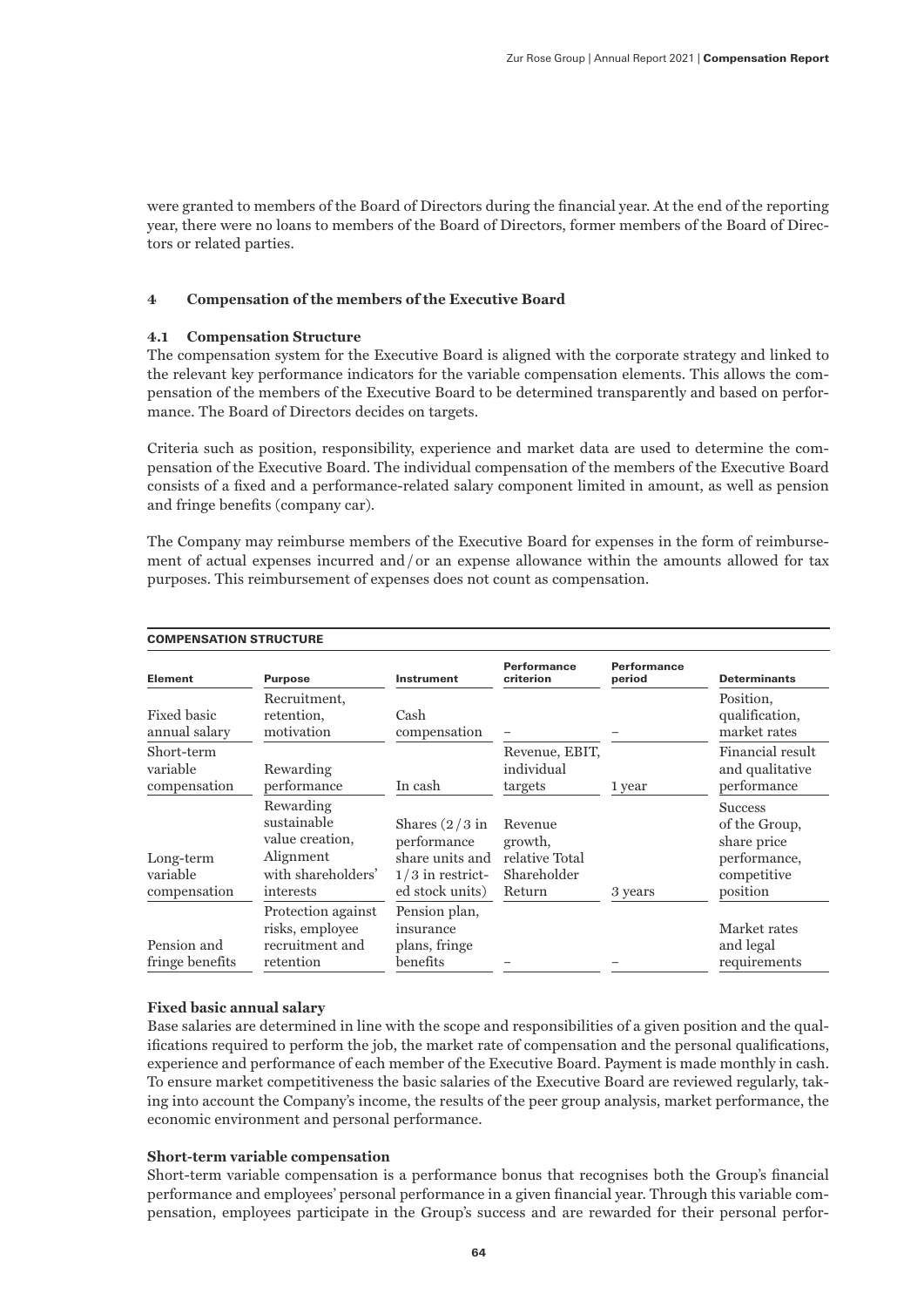were granted to members of the Board of Directors during the financial year. At the end of the reporting year, there were no loans to members of the Board of Directors, former members of the Board of Directors or related parties.

## 4 Compensation of the members of the Executive Board

### 4.1 Compensation Structure

The compensation system for the Executive Board is aligned with the corporate strategy and linked to the relevant key performance indicators for the variable compensation elements. This allows the compensation of the members of the Executive Board to be determined transparently and based on performance. The Board of Directors decides on targets.

Criteria such as position, responsibility, experience and market data are used to determine the compensation of the Executive Board. The individual compensation of the members of the Executive Board consists of a fixed and a performance-related salary component limited in amount, as well as pension and fringe benefits (company car).

The Company may reimburse members of the Executive Board for expenses in the form of reimbursement of actual expenses incurred and / or an expense allowance within the amounts allowed for tax purposes. This reimbursement of expenses does not count as compensation.

**COMPENSATION STRUCTURE**

| Element | Purpose | Instrument | Performance criterion | Performance period | Determinants |
|---|---|---|---|---|---|
| Fixed basic annual salary | Recruitment, retention, motivation | Cash compensation | – | – | Position, qualification, market rates |
| Short-term variable compensation | Rewarding performance | In cash | Revenue, EBIT, individual targets | 1 year | Financial result and qualitative performance |
| Long-term variable compensation | Rewarding sustainable value creation, Alignment with shareholders' interests | Shares (2 / 3 in performance share units and 1 / 3 in restricted stock units) | Revenue growth, relative Total Shareholder Return | 3 years | Success of the Group, share price performance, competitive position |
| Pension and fringe benefits | Protection against risks, employee recruitment and retention | Pension plan, insurance plans, fringe benefits | – | – | Market rates and legal requirements |

**Fixed basic annual salary**

Base salaries are determined in line with the scope and responsibilities of a given position and the qualifications required to perform the job, the market rate of compensation and the personal qualifications, experience and performance of each member of the Executive Board. Payment is made monthly in cash. To ensure market competitiveness the basic salaries of the Executive Board are reviewed regularly, taking into account the Company's income, the results of the peer group analysis, market performance, the economic environment and personal performance.

**Short-term variable compensation**

Short-term variable compensation is a performance bonus that recognises both the Group's financial performance and employees' personal performance in a given financial year. Through this variable compensation, employees participate in the Group's success and are rewarded for their personal perfor-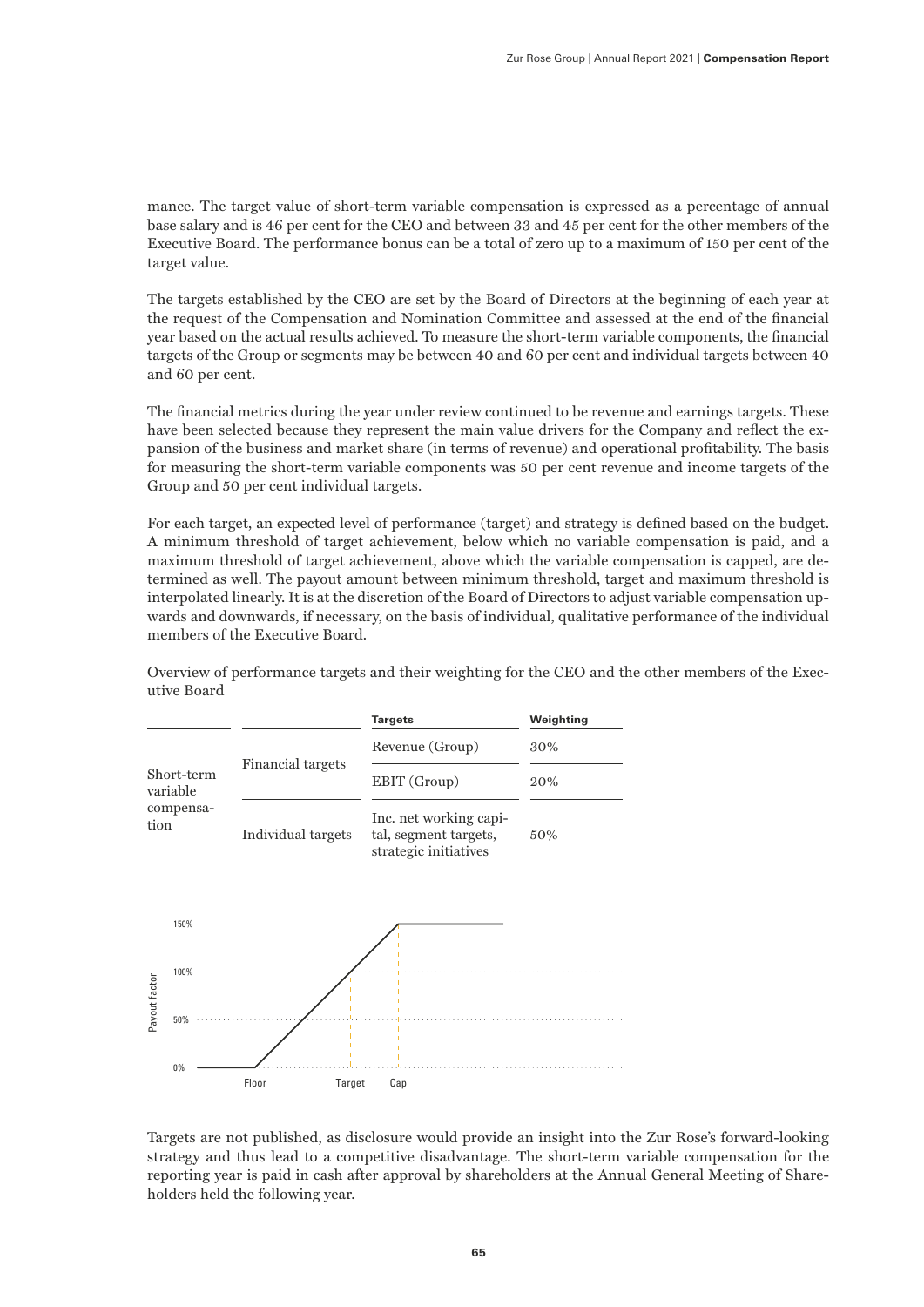mance. The target value of short-term variable compensation is expressed as a percentage of annual base salary and is 46 per cent for the CEO and between 33 and 45 per cent for the other members of the Executive Board. The performance bonus can be a total of zero up to a maximum of 150 per cent of the target value.

The targets established by the CEO are set by the Board of Directors at the beginning of each year at the request of the Compensation and Nomination Committee and assessed at the end of the financial year based on the actual results achieved. To measure the short-term variable components, the financial targets of the Group or segments may be between 40 and 60 per cent and individual targets between 40 and 60 per cent.

The financial metrics during the year under review continued to be revenue and earnings targets. These have been selected because they represent the main value drivers for the Company and reflect the expansion of the business and market share (in terms of revenue) and operational profitability. The basis for measuring the short-term variable components was 50 per cent revenue and income targets of the Group and 50 per cent individual targets.

For each target, an expected level of performance (target) and strategy is defined based on the budget. A minimum threshold of target achievement, below which no variable compensation is paid, and a maximum threshold of target achievement, above which the variable compensation is capped, are determined as well. The payout amount between minimum threshold, target and maximum threshold is interpolated linearly. It is at the discretion of the Board of Directors to adjust variable compensation upwards and downwards, if necessary, on the basis of individual, qualitative performance of the individual members of the Executive Board.

Overview of performance targets and their weighting for the CEO and the other members of the Executive Board

| | | Targets | Weighting |
|---|---|---|---|
| Short-term variable compensation | Financial targets | Revenue (Group) | 30% |
| | | EBIT (Group) | 20% |
| | Individual targets | Inc. net working capital, segment targets, strategic initiatives | 50% |

Payout factor: 0%, 50%, 100%, 150% — Floor, Target, Cap

Targets are not published, as disclosure would provide an insight into the Zur Rose's forward-looking strategy and thus lead to a competitive disadvantage. The short-term variable compensation for the reporting year is paid in cash after approval by shareholders at the Annual General Meeting of Shareholders held the following year.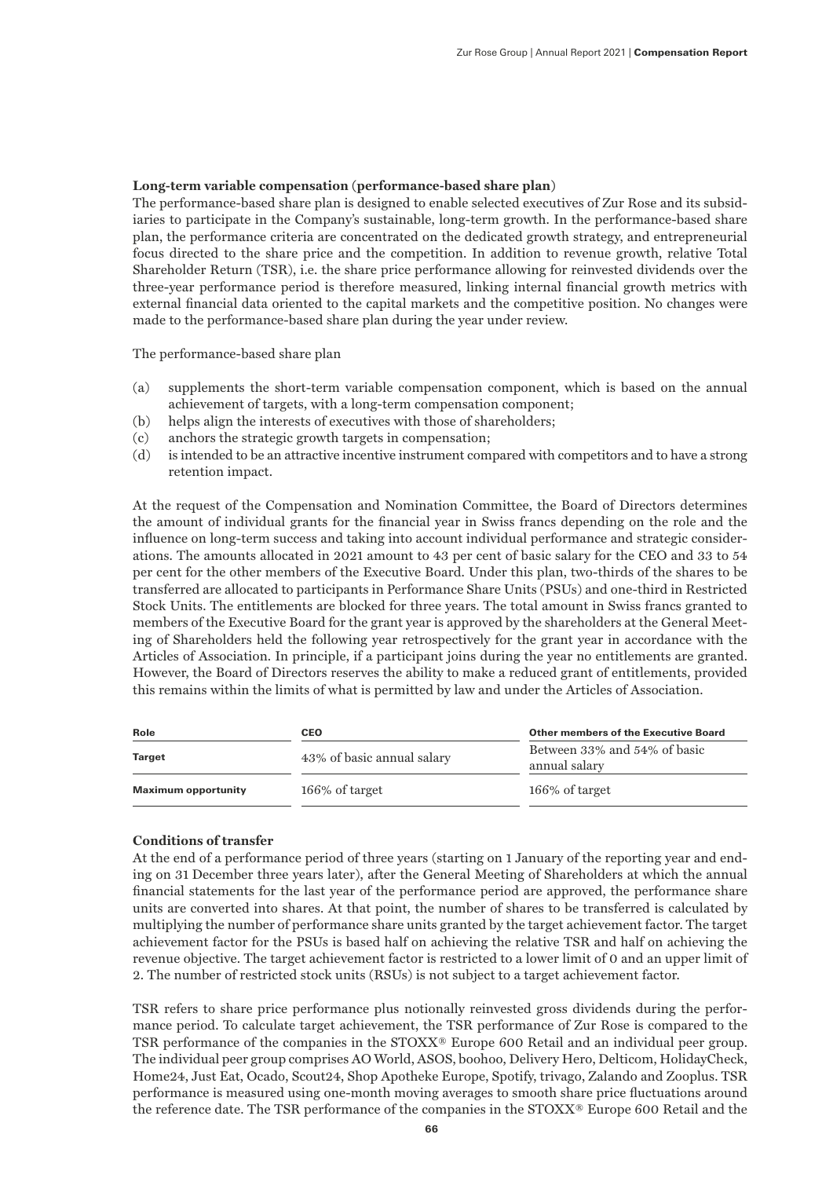**Long-term variable compensation (performance-based share plan)**

The performance-based share plan is designed to enable selected executives of Zur Rose and its subsidiaries to participate in the Company's sustainable, long-term growth. In the performance-based share plan, the performance criteria are concentrated on the dedicated growth strategy, and entrepreneurial focus directed to the share price and the competition. In addition to revenue growth, relative Total Shareholder Return (TSR), i.e. the share price performance allowing for reinvested dividends over the three-year performance period is therefore measured, linking internal financial growth metrics with external financial data oriented to the capital markets and the competitive position. No changes were made to the performance-based share plan during the year under review.

The performance-based share plan

(a) supplements the short-term variable compensation component, which is based on the annual achievement of targets, with a long-term compensation component;
(b) helps align the interests of executives with those of shareholders;
(c) anchors the strategic growth targets in compensation;
(d) is intended to be an attractive incentive instrument compared with competitors and to have a strong retention impact.

At the request of the Compensation and Nomination Committee, the Board of Directors determines the amount of individual grants for the financial year in Swiss francs depending on the role and the influence on long-term success and taking into account individual performance and strategic considerations. The amounts allocated in 2021 amount to 43 per cent of basic salary for the CEO and 33 to 54 per cent for the other members of the Executive Board. Under this plan, two-thirds of the shares to be transferred are allocated to participants in Performance Share Units (PSUs) and one-third in Restricted Stock Units. The entitlements are blocked for three years. The total amount in Swiss francs granted to members of the Executive Board for the grant year is approved by the shareholders at the General Meeting of Shareholders held the following year retrospectively for the grant year in accordance with the Articles of Association. In principle, if a participant joins during the year no entitlements are granted. However, the Board of Directors reserves the ability to make a reduced grant of entitlements, provided this remains within the limits of what is permitted by law and under the Articles of Association.

| Role | CEO | Other members of the Executive Board |
|---|---|---|
| Target | 43% of basic annual salary | Between 33% and 54% of basic annual salary |
| Maximum opportunity | 166% of target | 166% of target |

**Conditions of transfer**

At the end of a performance period of three years (starting on 1 January of the reporting year and ending on 31 December three years later), after the General Meeting of Shareholders at which the annual financial statements for the last year of the performance period are approved, the performance share units are converted into shares. At that point, the number of shares to be transferred is calculated by multiplying the number of performance share units granted by the target achievement factor. The target achievement factor for the PSUs is based half on achieving the relative TSR and half on achieving the revenue objective. The target achievement factor is restricted to a lower limit of 0 and an upper limit of 2. The number of restricted stock units (RSUs) is not subject to a target achievement factor.

TSR refers to share price performance plus notionally reinvested gross dividends during the performance period. To calculate target achievement, the TSR performance of Zur Rose is compared to the TSR performance of the companies in the STOXX® Europe 600 Retail and an individual peer group. The individual peer group comprises AO World, ASOS, boohoo, Delivery Hero, Delticom, HolidayCheck, Home24, Just Eat, Ocado, Scout24, Shop Apotheke Europe, Spotify, trivago, Zalando and Zooplus. TSR performance is measured using one-month moving averages to smooth share price fluctuations around the reference date. The TSR performance of the companies in the STOXX® Europe 600 Retail and the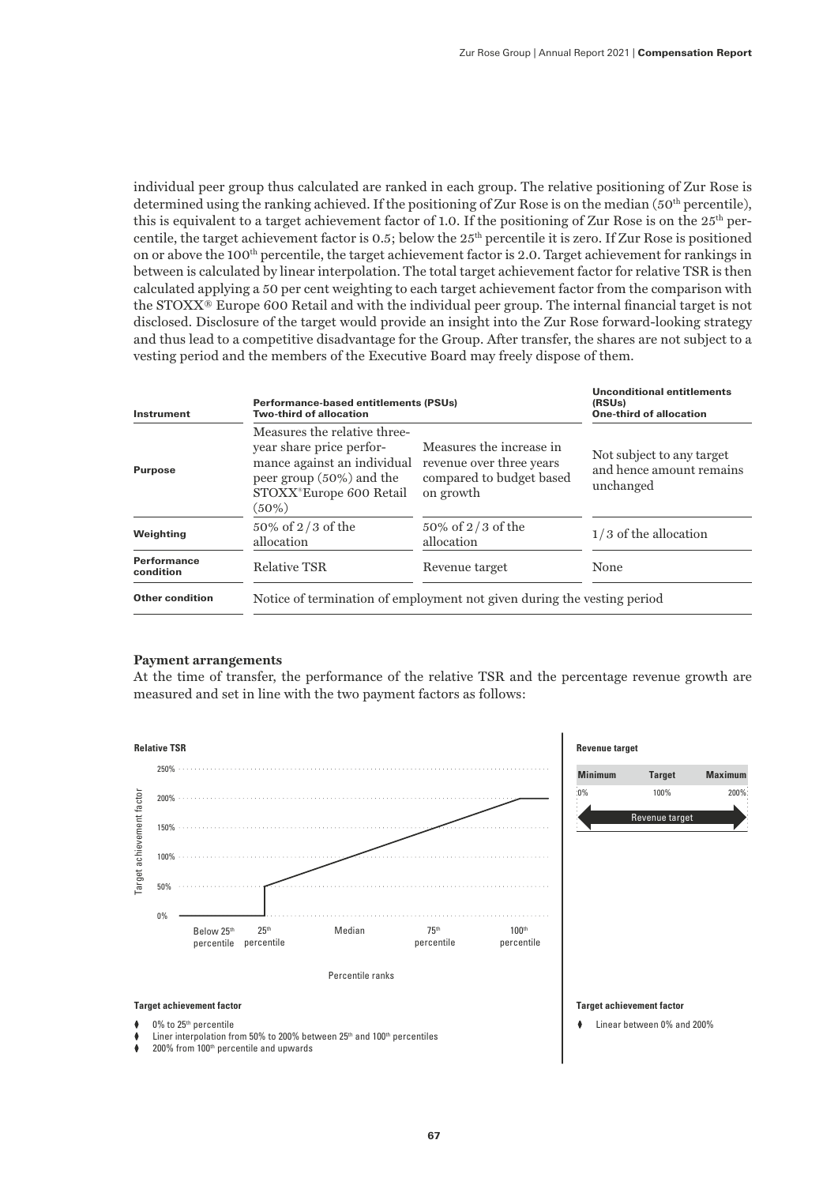individual peer group thus calculated are ranked in each group. The relative positioning of Zur Rose is determined using the ranking achieved. If the positioning of Zur Rose is on the median (50th percentile), this is equivalent to a target achievement factor of 1.0. If the positioning of Zur Rose is on the 25th percentile, the target achievement factor is 0.5; below the 25th percentile it is zero. If Zur Rose is positioned on or above the 100th percentile, the target achievement factor is 2.0. Target achievement for rankings in between is calculated by linear interpolation. The total target achievement factor for relative TSR is then calculated applying a 50 per cent weighting to each target achievement factor from the comparison with the STOXX® Europe 600 Retail and with the individual peer group. The internal financial target is not disclosed. Disclosure of the target would provide an insight into the Zur Rose forward-looking strategy and thus lead to a competitive disadvantage for the Group. After transfer, the shares are not subject to a vesting period and the members of the Executive Board may freely dispose of them.

| Instrument | Performance-based entitlements (PSUs) Two-third of allocation | | Unconditional entitlements (RSUs) One-third of allocation |
|---|---|---|---|
| **Purpose** | Measures the relative three-year share price performance against an individual peer group (50%) and the STOXX® Europe 600 Retail (50%) | Measures the increase in revenue over three years compared to budget based on growth | Not subject to any target and hence amount remains unchanged |
| **Weighting** | 50% of 2/3 of the allocation | 50% of 2/3 of the allocation | 1/3 of the allocation |
| **Performance condition** | Relative TSR | Revenue target | None |
| **Other condition** | Notice of termination of employment not given during the vesting period | | |

### Payment arrangements

At the time of transfer, the performance of the relative TSR and the percentage revenue growth are measured and set in line with the two payment factors as follows:

**Relative TSR**

**Target achievement factor**

- 0% to 25th percentile
- Liner interpolation from 50% to 200% between 25th and 100th percentiles
- 200% from 100th percentile and upwards

**Revenue target**

| Minimum | Target | Maximum |
|---|---|---|
| 0% | 100% | 200% |

**Target achievement factor**

- Linear between 0% and 200%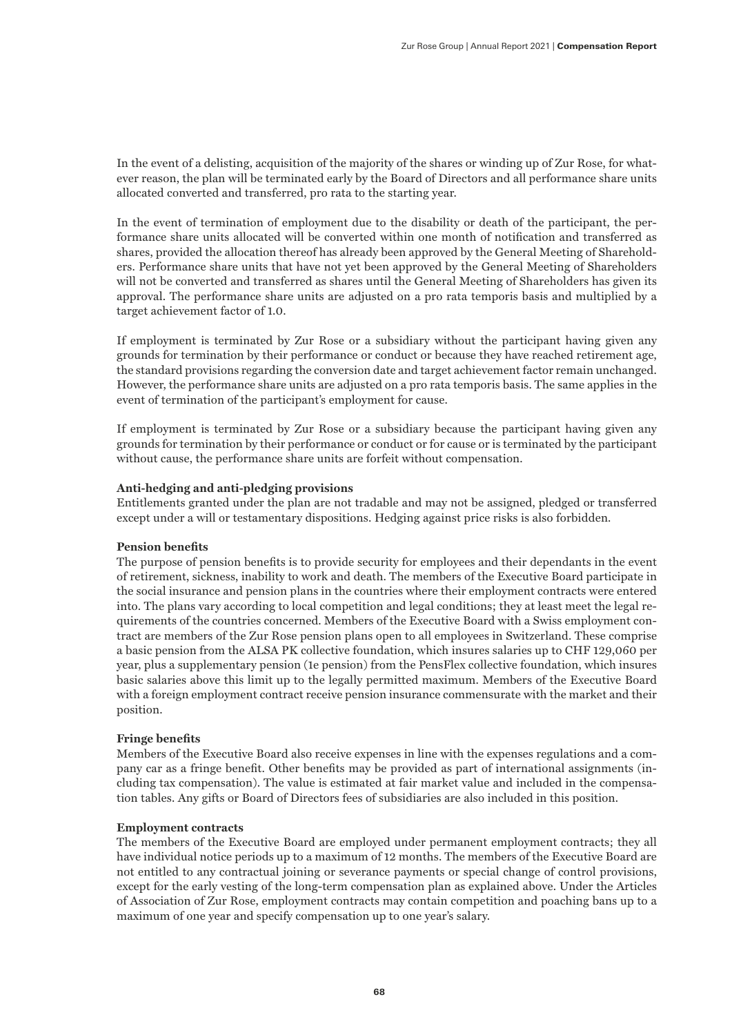In the event of a delisting, acquisition of the majority of the shares or winding up of Zur Rose, for whatever reason, the plan will be terminated early by the Board of Directors and all performance share units allocated converted and transferred, pro rata to the starting year.

In the event of termination of employment due to the disability or death of the participant, the performance share units allocated will be converted within one month of notification and transferred as shares, provided the allocation thereof has already been approved by the General Meeting of Shareholders. Performance share units that have not yet been approved by the General Meeting of Shareholders will not be converted and transferred as shares until the General Meeting of Shareholders has given its approval. The performance share units are adjusted on a pro rata temporis basis and multiplied by a target achievement factor of 1.0.

If employment is terminated by Zur Rose or a subsidiary without the participant having given any grounds for termination by their performance or conduct or because they have reached retirement age, the standard provisions regarding the conversion date and target achievement factor remain unchanged. However, the performance share units are adjusted on a pro rata temporis basis. The same applies in the event of termination of the participant's employment for cause.

If employment is terminated by Zur Rose or a subsidiary because the participant having given any grounds for termination by their performance or conduct or for cause or is terminated by the participant without cause, the performance share units are forfeit without compensation.

**Anti-hedging and anti-pledging provisions**

Entitlements granted under the plan are not tradable and may not be assigned, pledged or transferred except under a will or testamentary dispositions. Hedging against price risks is also forbidden.

**Pension benefits**

The purpose of pension benefits is to provide security for employees and their dependants in the event of retirement, sickness, inability to work and death. The members of the Executive Board participate in the social insurance and pension plans in the countries where their employment contracts were entered into. The plans vary according to local competition and legal conditions; they at least meet the legal requirements of the countries concerned. Members of the Executive Board with a Swiss employment contract are members of the Zur Rose pension plans open to all employees in Switzerland. These comprise a basic pension from the ALSA PK collective foundation, which insures salaries up to CHF 129,060 per year, plus a supplementary pension (1e pension) from the PensFlex collective foundation, which insures basic salaries above this limit up to the legally permitted maximum. Members of the Executive Board with a foreign employment contract receive pension insurance commensurate with the market and their position.

**Fringe benefits**

Members of the Executive Board also receive expenses in line with the expenses regulations and a company car as a fringe benefit. Other benefits may be provided as part of international assignments (including tax compensation). The value is estimated at fair market value and included in the compensation tables. Any gifts or Board of Directors fees of subsidiaries are also included in this position.

**Employment contracts**

The members of the Executive Board are employed under permanent employment contracts; they all have individual notice periods up to a maximum of 12 months. The members of the Executive Board are not entitled to any contractual joining or severance payments or special change of control provisions, except for the early vesting of the long-term compensation plan as explained above. Under the Articles of Association of Zur Rose, employment contracts may contain competition and poaching bans up to a maximum of one year and specify compensation up to one year's salary.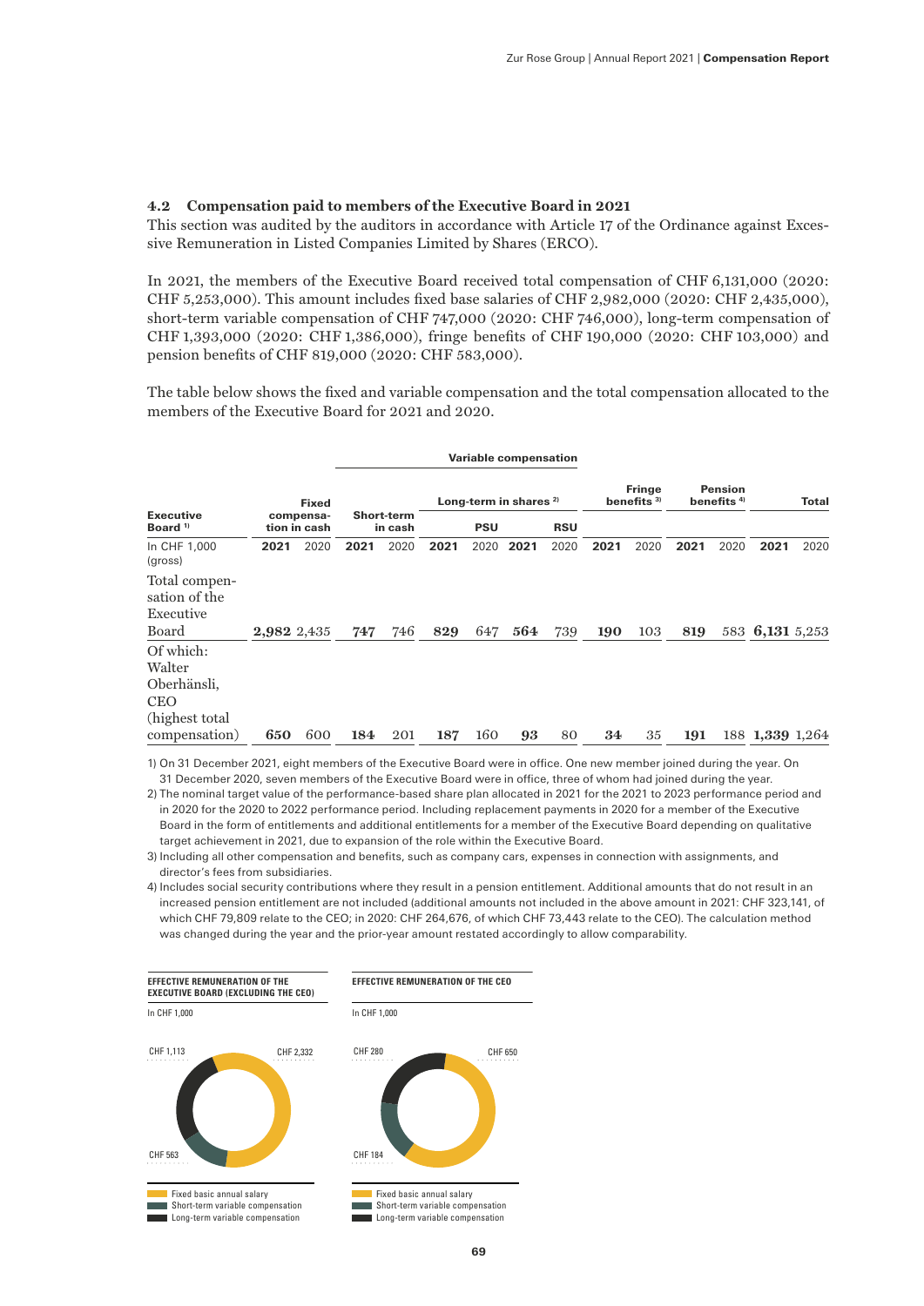### 4.2 Compensation paid to members of the Executive Board in 2021

This section was audited by the auditors in accordance with Article 17 of the Ordinance against Excessive Remuneration in Listed Companies Limited by Shares (ERCO).

In 2021, the members of the Executive Board received total compensation of CHF 6,131,000 (2020: CHF 5,253,000). This amount includes fixed base salaries of CHF 2,982,000 (2020: CHF 2,435,000), short-term variable compensation of CHF 747,000 (2020: CHF 746,000), long-term compensation of CHF 1,393,000 (2020: CHF 1,386,000), fringe benefits of CHF 190,000 (2020: CHF 103,000) and pension benefits of CHF 819,000 (2020: CHF 583,000).

The table below shows the fixed and variable compensation and the total compensation allocated to the members of the Executive Board for 2021 and 2020.

| Executive Board [1] | Fixed compensation in cash | | Variable compensation | | | | | | Fringe benefits [3] | | Pension benefits [4] | | Total | |
|---|---|---|---|---|---|---|---|---|---|---|---|---|---|---|
| | | | Short-term in cash | | Long-term in shares [2] | | | | | | | | | |
| | | | | | PSU | | RSU | | | | | | | |
| In CHF 1,000 (gross) | **2021** | 2020 | **2021** | 2020 | **2021** | 2020 | **2021** | 2020 | **2021** | 2020 | **2021** | 2020 | **2021** | 2020 |
| Total compensation of the Executive Board | **2,982** | 2,435 | **747** | 746 | **829** | 647 | **564** | 739 | **190** | 103 | **819** | 583 | **6,131** | 5,253 |
| Of which: Walter Oberhänsli, CEO (highest total compensation) | **650** | 600 | **184** | 201 | **187** | 160 | **93** | 80 | **34** | 35 | **191** | 188 | **1,339** | 1,264 |

1) On 31 December 2021, eight members of the Executive Board were in office. One new member joined during the year. On 31 December 2020, seven members of the Executive Board were in office, three of whom had joined during the year.

2) The nominal target value of the performance-based share plan allocated in 2021 for the 2021 to 2023 performance period and in 2020 for the 2020 to 2022 performance period. Including replacement payments in 2020 for a member of the Executive Board in the form of entitlements and additional entitlements for a member of the Executive Board depending on qualitative target achievement in 2021, due to expansion of the role within the Executive Board.

3) Including all other compensation and benefits, such as company cars, expenses in connection with assignments, and director's fees from subsidiaries.

4) Includes social security contributions where they result in a pension entitlement. Additional amounts that do not result in an increased pension entitlement are not included (additional amounts not included in the above amount in 2021: CHF 323,141, of which CHF 79,809 relate to the CEO; in 2020: CHF 264,676, of which CHF 73,443 relate to the CEO). The calculation method was changed during the year and the prior-year amount restated accordingly to allow comparability.

**EFFECTIVE REMUNERATION OF THE EXECUTIVE BOARD (EXCLUDING THE CEO)**

In CHF 1,000

- Fixed basic annual salary: CHF 2,332
- Short-term variable compensation: CHF 563
- Long-term variable compensation: CHF 1,113

**EFFECTIVE REMUNERATION OF THE CEO**

In CHF 1,000

- Fixed basic annual salary: CHF 650
- Short-term variable compensation: CHF 184
- Long-term variable compensation: CHF 280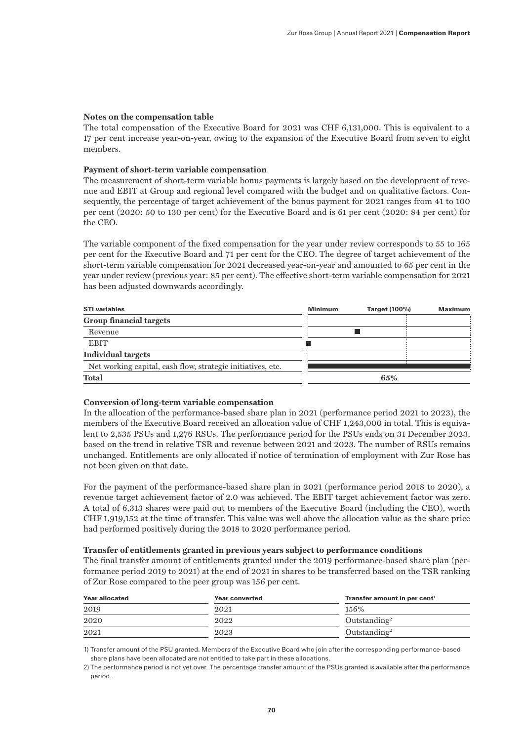**Notes on the compensation table**

The total compensation of the Executive Board for 2021 was CHF 6,131,000. This is equivalent to a 17 per cent increase year-on-year, owing to the expansion of the Executive Board from seven to eight members.

**Payment of short-term variable compensation**

The measurement of short-term variable bonus payments is largely based on the development of revenue and EBIT at Group and regional level compared with the budget and on qualitative factors. Consequently, the percentage of target achievement of the bonus payment for 2021 ranges from 41 to 100 per cent (2020: 50 to 130 per cent) for the Executive Board and is 61 per cent (2020: 84 per cent) for the CEO.

The variable component of the fixed compensation for the year under review corresponds to 55 to 165 per cent for the Executive Board and 71 per cent for the CEO. The degree of target achievement of the short-term variable compensation for 2021 decreased year-on-year and amounted to 65 per cent in the year under review (previous year: 85 per cent). The effective short-term variable compensation for 2021 has been adjusted downwards accordingly.

| STI variables | Minimum | Target (100%) | Maximum |
|---|---|---|---|
| **Group financial targets** | | | |
| Revenue | | ■ | |
| EBIT | ■ | | |
| **Individual targets** | | | |
| Net working capital, cash flow, strategic initiatives, etc. | ■ | ■ | ■ |
| **Total** | | 65% | |

**Conversion of long-term variable compensation**

In the allocation of the performance-based share plan in 2021 (performance period 2021 to 2023), the members of the Executive Board received an allocation value of CHF 1,243,000 in total. This is equivalent to 2,535 PSUs and 1,276 RSUs. The performance period for the PSUs ends on 31 December 2023, based on the trend in relative TSR and revenue between 2021 and 2023. The number of RSUs remains unchanged. Entitlements are only allocated if notice of termination of employment with Zur Rose has not been given on that date.

For the payment of the performance-based share plan in 2021 (performance period 2018 to 2020), a revenue target achievement factor of 2.0 was achieved. The EBIT target achievement factor was zero. A total of 6,313 shares were paid out to members of the Executive Board (including the CEO), worth CHF 1,919,152 at the time of transfer. This value was well above the allocation value as the share price had performed positively during the 2018 to 2020 performance period.

**Transfer of entitlements granted in previous years subject to performance conditions**

The final transfer amount of entitlements granted under the 2019 performance-based share plan (performance period 2019 to 2021) at the end of 2021 in shares to be transferred based on the TSR ranking of Zur Rose compared to the peer group was 156 per cent.

| Year allocated | Year converted | Transfer amount in per cent[1] |
|---|---|---|
| 2019 | 2021 | 156% |
| 2020 | 2022 | Outstanding[2] |
| 2021 | 2023 | Outstanding[2] |

1) Transfer amount of the PSU granted. Members of the Executive Board who join after the corresponding performance-based share plans have been allocated are not entitled to take part in these allocations.

2) The performance period is not yet over. The percentage transfer amount of the PSUs granted is available after the performance period.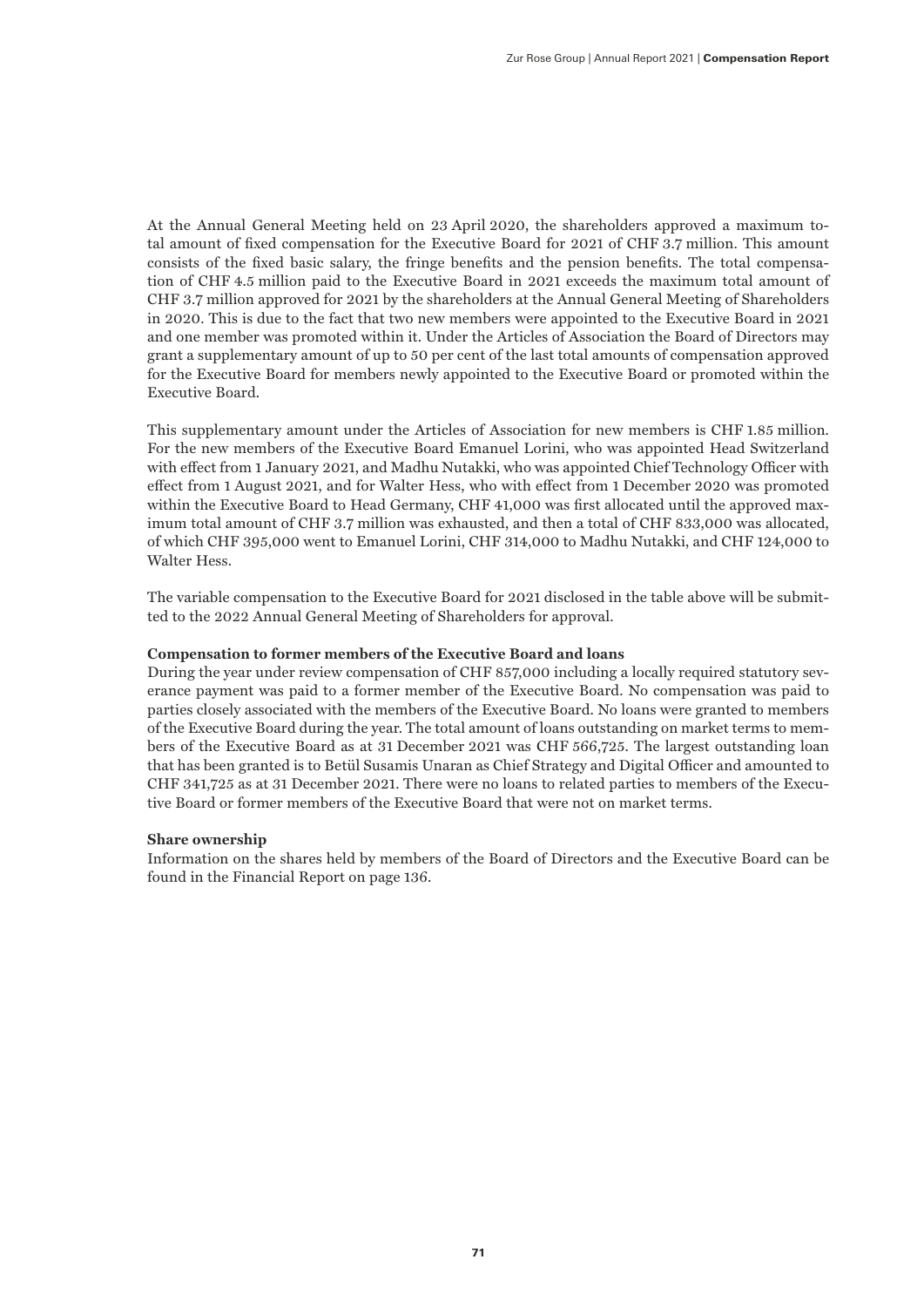At the Annual General Meeting held on 23 April 2020, the shareholders approved a maximum total amount of fixed compensation for the Executive Board for 2021 of CHF 3.7 million. This amount consists of the fixed basic salary, the fringe benefits and the pension benefits. The total compensation of CHF 4.5 million paid to the Executive Board in 2021 exceeds the maximum total amount of CHF 3.7 million approved for 2021 by the shareholders at the Annual General Meeting of Shareholders in 2020. This is due to the fact that two new members were appointed to the Executive Board in 2021 and one member was promoted within it. Under the Articles of Association the Board of Directors may grant a supplementary amount of up to 50 per cent of the last total amounts of compensation approved for the Executive Board for members newly appointed to the Executive Board or promoted within the Executive Board.

This supplementary amount under the Articles of Association for new members is CHF 1.85 million. For the new members of the Executive Board Emanuel Lorini, who was appointed Head Switzerland with effect from 1 January 2021, and Madhu Nutakki, who was appointed Chief Technology Officer with effect from 1 August 2021, and for Walter Hess, who with effect from 1 December 2020 was promoted within the Executive Board to Head Germany, CHF 41,000 was first allocated until the approved maximum total amount of CHF 3.7 million was exhausted, and then a total of CHF 833,000 was allocated, of which CHF 395,000 went to Emanuel Lorini, CHF 314,000 to Madhu Nutakki, and CHF 124,000 to Walter Hess.

The variable compensation to the Executive Board for 2021 disclosed in the table above will be submitted to the 2022 Annual General Meeting of Shareholders for approval.

**Compensation to former members of the Executive Board and loans**

During the year under review compensation of CHF 857,000 including a locally required statutory severance payment was paid to a former member of the Executive Board. No compensation was paid to parties closely associated with the members of the Executive Board. No loans were granted to members of the Executive Board during the year. The total amount of loans outstanding on market terms to members of the Executive Board as at 31 December 2021 was CHF 566,725. The largest outstanding loan that has been granted is to Betül Susamis Unaran as Chief Strategy and Digital Officer and amounted to CHF 341,725 as at 31 December 2021. There were no loans to related parties to members of the Executive Board or former members of the Executive Board that were not on market terms.

**Share ownership**

Information on the shares held by members of the Board of Directors and the Executive Board can be found in the Financial Report on page 136.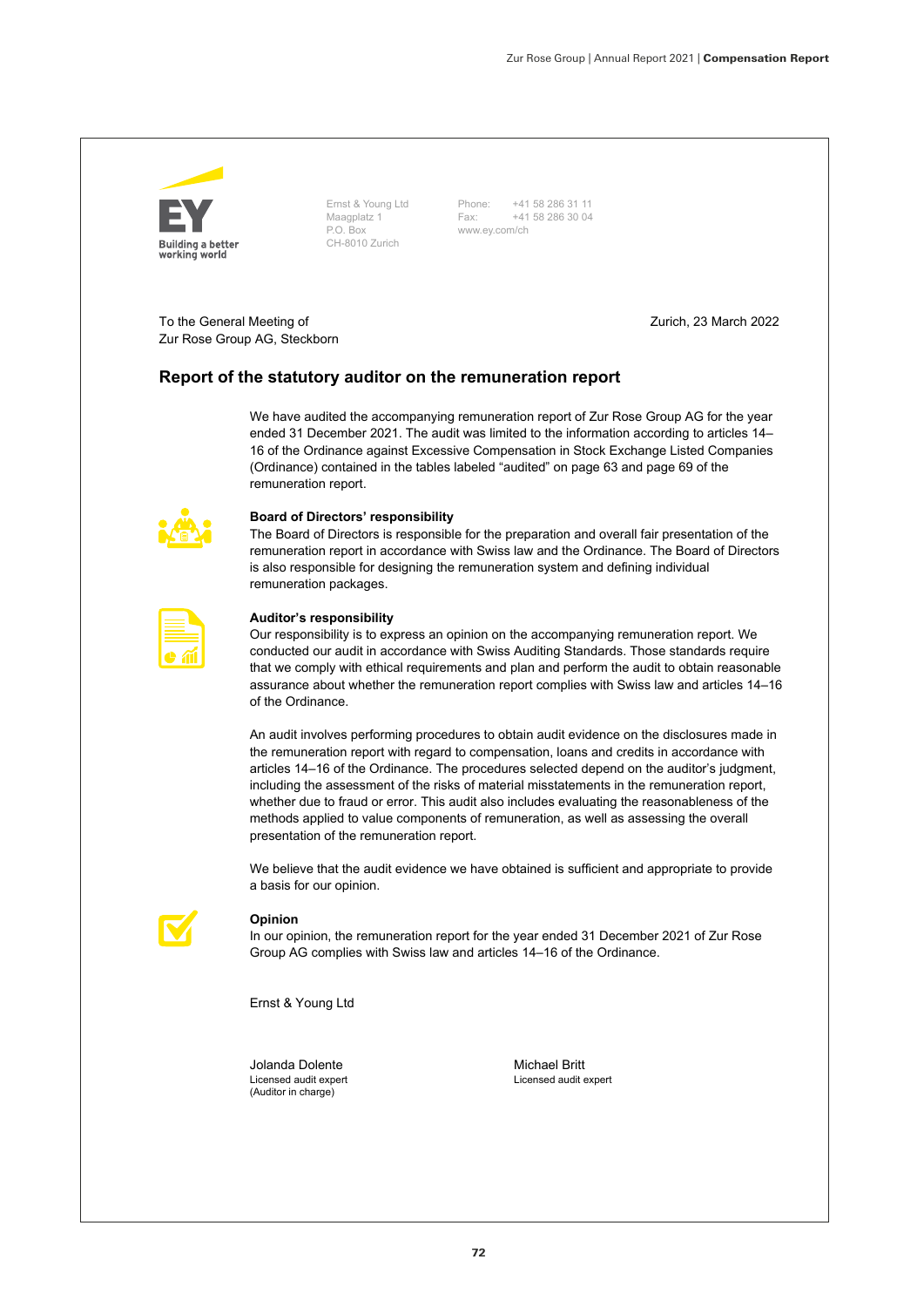EY

Building a better working world

Ernst & Young Ltd
Maagplatz 1
P.O. Box
CH-8010 Zurich

Phone: +41 58 286 31 11
Fax: +41 58 286 30 04
www.ey.com/ch

To the General Meeting of
Zur Rose Group AG, Steckborn

Zurich, 23 March 2022

## Report of the statutory auditor on the remuneration report

We have audited the accompanying remuneration report of Zur Rose Group AG for the year ended 31 December 2021. The audit was limited to the information according to articles 14–16 of the Ordinance against Excessive Compensation in Stock Exchange Listed Companies (Ordinance) contained in the tables labeled "audited" on page 63 and page 69 of the remuneration report.

**Board of Directors' responsibility**

The Board of Directors is responsible for the preparation and overall fair presentation of the remuneration report in accordance with Swiss law and the Ordinance. The Board of Directors is also responsible for designing the remuneration system and defining individual remuneration packages.

**Auditor's responsibility**

Our responsibility is to express an opinion on the accompanying remuneration report. We conducted our audit in accordance with Swiss Auditing Standards. Those standards require that we comply with ethical requirements and plan and perform the audit to obtain reasonable assurance about whether the remuneration report complies with Swiss law and articles 14–16 of the Ordinance.

An audit involves performing procedures to obtain audit evidence on the disclosures made in the remuneration report with regard to compensation, loans and credits in accordance with articles 14–16 of the Ordinance. The procedures selected depend on the auditor's judgment, including the assessment of the risks of material misstatements in the remuneration report, whether due to fraud or error. This audit also includes evaluating the reasonableness of the methods applied to value components of remuneration, as well as assessing the overall presentation of the remuneration report.

We believe that the audit evidence we have obtained is sufficient and appropriate to provide a basis for our opinion.

**Opinion**

In our opinion, the remuneration report for the year ended 31 December 2021 of Zur Rose Group AG complies with Swiss law and articles 14–16 of the Ordinance.

Ernst & Young Ltd

Jolanda Dolente
Licensed audit expert
(Auditor in charge)

Michael Britt
Licensed audit expert